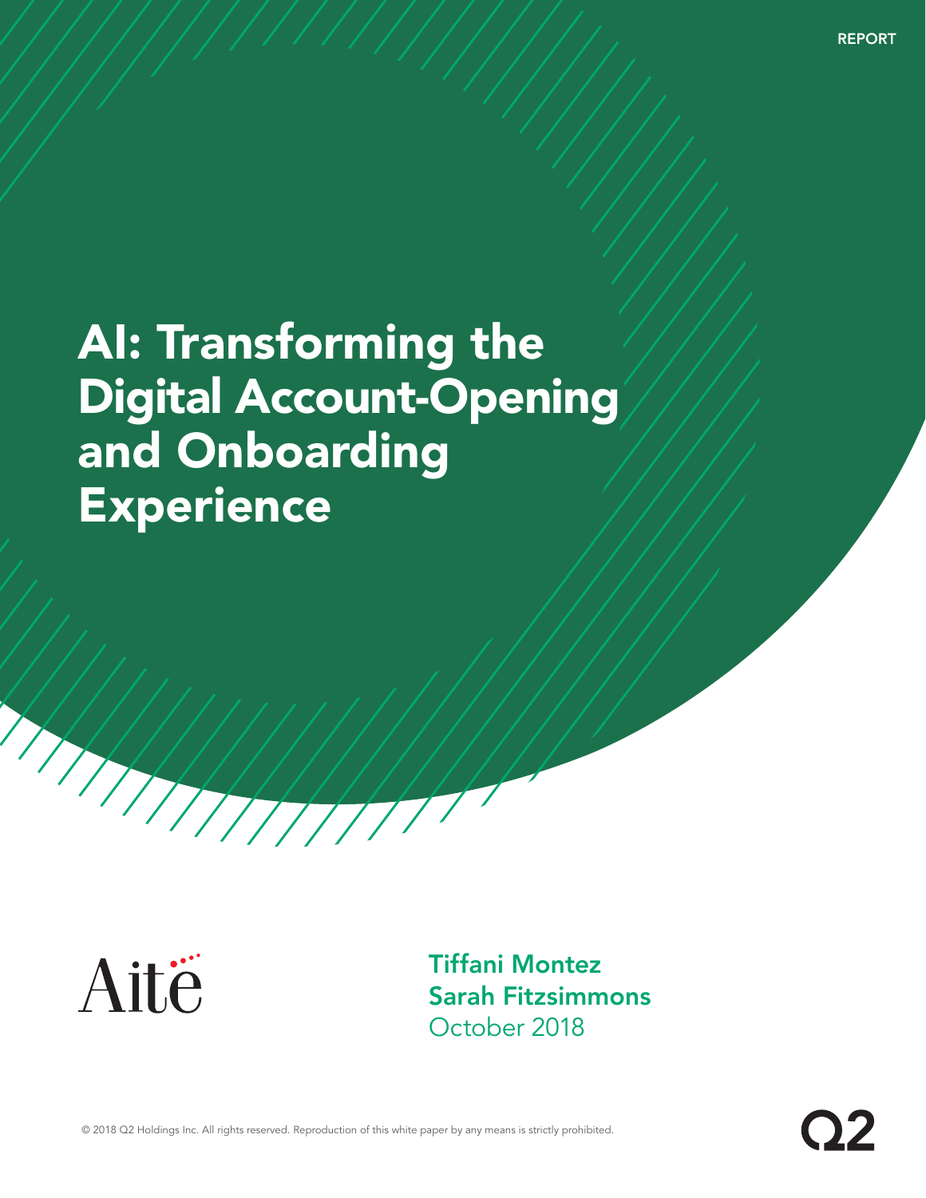REPORT

# AI: Transforming the Digital Account-Opening and Onboarding Experience

Aite

**Tiffani Montez**
**Sarah Fitzsimmons**
October 2018

© 2018 Q2 Holdings Inc. All rights reserved. Reproduction of this white paper by any means is strictly prohibited.

Q2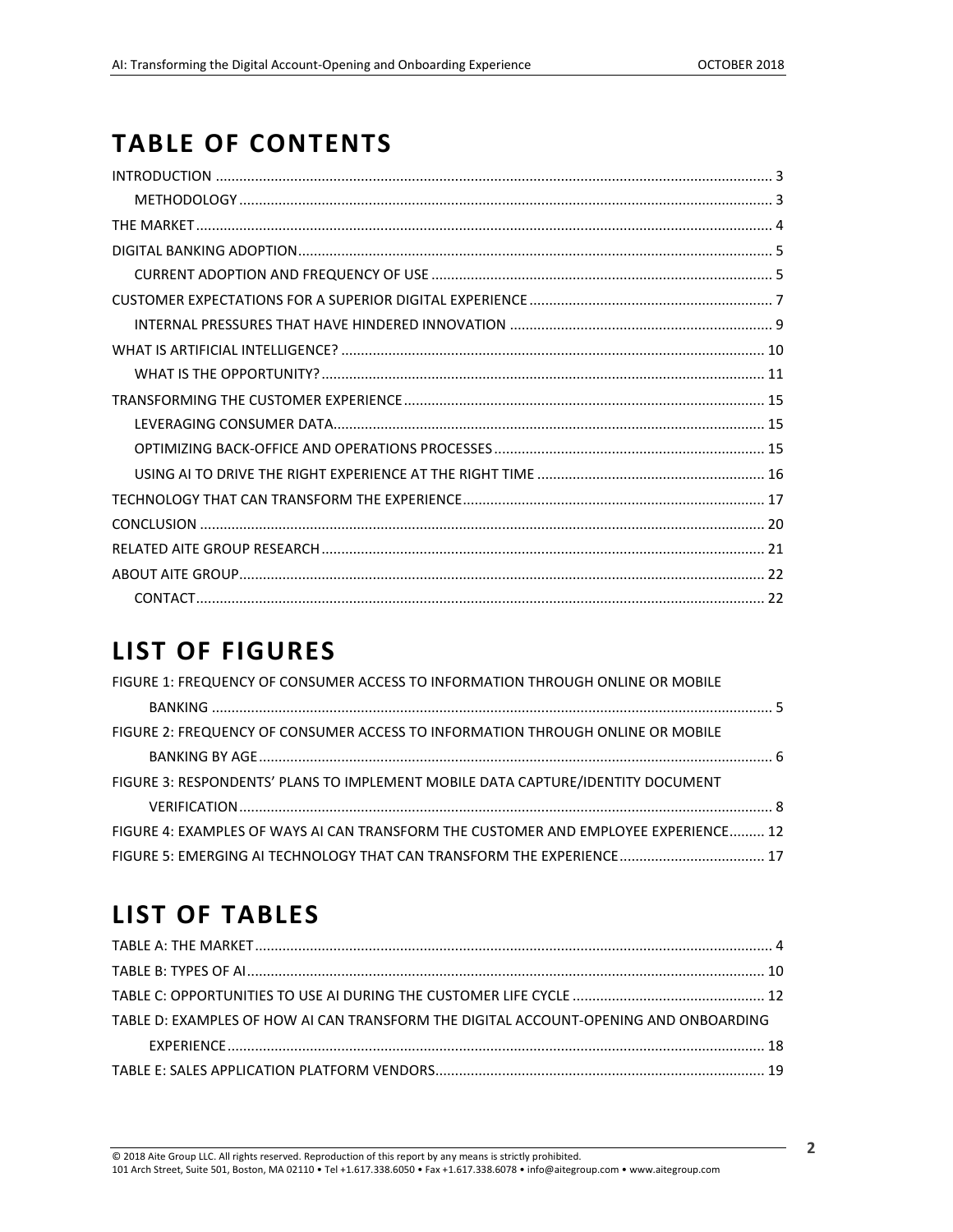# TABLE OF CONTENTS

INTRODUCTION ........................................................................................................................................ 3

- METHODOLOGY ................................................................................................................................... 3

THE MARKET ............................................................................................................................................ 4

DIGITAL BANKING ADOPTION .................................................................................................................. 5

- CURRENT ADOPTION AND FREQUENCY OF USE .................................................................................. 5

CUSTOMER EXPECTATIONS FOR A SUPERIOR DIGITAL EXPERIENCE ......................................................... 7

- INTERNAL PRESSURES THAT HAVE HINDERED INNOVATION .............................................................. 9

WHAT IS ARTIFICIAL INTELLIGENCE? ...................................................................................................... 10

- WHAT IS THE OPPORTUNITY? ............................................................................................................ 11

TRANSFORMING THE CUSTOMER EXPERIENCE ....................................................................................... 15

- LEVERAGING CONSUMER DATA ......................................................................................................... 15
- OPTIMIZING BACK-OFFICE AND OPERATIONS PROCESSES ................................................................. 15
- USING AI TO DRIVE THE RIGHT EXPERIENCE AT THE RIGHT TIME ...................................................... 16

TECHNOLOGY THAT CAN TRANSFORM THE EXPERIENCE ........................................................................ 17

CONCLUSION .......................................................................................................................................... 20

RELATED AITE GROUP RESEARCH ............................................................................................................ 21

ABOUT AITE GROUP ................................................................................................................................ 22

- CONTACT ............................................................................................................................................ 22

# LIST OF FIGURES

FIGURE 1: FREQUENCY OF CONSUMER ACCESS TO INFORMATION THROUGH ONLINE OR MOBILE BANKING ........................................................................................................................................ 5

FIGURE 2: FREQUENCY OF CONSUMER ACCESS TO INFORMATION THROUGH ONLINE OR MOBILE BANKING BY AGE ............................................................................................................................ 6

FIGURE 3: RESPONDENTS' PLANS TO IMPLEMENT MOBILE DATA CAPTURE/IDENTITY DOCUMENT VERIFICATION ................................................................................................................................. 8

FIGURE 4: EXAMPLES OF WAYS AI CAN TRANSFORM THE CUSTOMER AND EMPLOYEE EXPERIENCE ......... 12

FIGURE 5: EMERGING AI TECHNOLOGY THAT CAN TRANSFORM THE EXPERIENCE ..................................... 17

# LIST OF TABLES

TABLE A: THE MARKET .............................................................................................................................. 4

TABLE B: TYPES OF AI ............................................................................................................................... 10

TABLE C: OPPORTUNITIES TO USE AI DURING THE CUSTOMER LIFE CYCLE ................................................ 12

TABLE D: EXAMPLES OF HOW AI CAN TRANSFORM THE DIGITAL ACCOUNT-OPENING AND ONBOARDING EXPERIENCE .................................................................................................................................. 18

TABLE E: SALES APPLICATION PLATFORM VENDORS .................................................................................. 19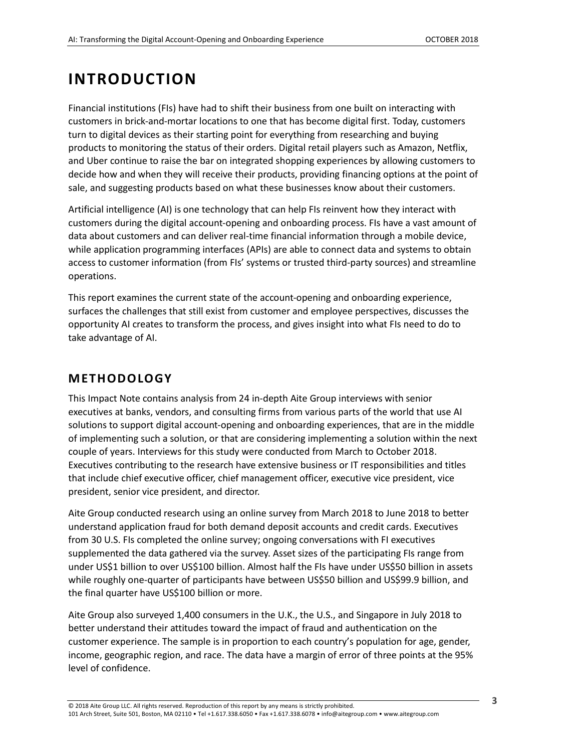# INTRODUCTION

Financial institutions (FIs) have had to shift their business from one built on interacting with customers in brick-and-mortar locations to one that has become digital first. Today, customers turn to digital devices as their starting point for everything from researching and buying products to monitoring the status of their orders. Digital retail players such as Amazon, Netflix, and Uber continue to raise the bar on integrated shopping experiences by allowing customers to decide how and when they will receive their products, providing financing options at the point of sale, and suggesting products based on what these businesses know about their customers.

Artificial intelligence (AI) is one technology that can help FIs reinvent how they interact with customers during the digital account-opening and onboarding process. FIs have a vast amount of data about customers and can deliver real-time financial information through a mobile device, while application programming interfaces (APIs) are able to connect data and systems to obtain access to customer information (from FIs' systems or trusted third-party sources) and streamline operations.

This report examines the current state of the account-opening and onboarding experience, surfaces the challenges that still exist from customer and employee perspectives, discusses the opportunity AI creates to transform the process, and gives insight into what FIs need to do to take advantage of AI.

## METHODOLOGY

This Impact Note contains analysis from 24 in-depth Aite Group interviews with senior executives at banks, vendors, and consulting firms from various parts of the world that use AI solutions to support digital account-opening and onboarding experiences, that are in the middle of implementing such a solution, or that are considering implementing a solution within the next couple of years. Interviews for this study were conducted from March to October 2018. Executives contributing to the research have extensive business or IT responsibilities and titles that include chief executive officer, chief management officer, executive vice president, vice president, senior vice president, and director.

Aite Group conducted research using an online survey from March 2018 to June 2018 to better understand application fraud for both demand deposit accounts and credit cards. Executives from 30 U.S. FIs completed the online survey; ongoing conversations with FI executives supplemented the data gathered via the survey. Asset sizes of the participating FIs range from under US$1 billion to over US$100 billion. Almost half the FIs have under US$50 billion in assets while roughly one-quarter of participants have between US$50 billion and US$99.9 billion, and the final quarter have US$100 billion or more.

Aite Group also surveyed 1,400 consumers in the U.K., the U.S., and Singapore in July 2018 to better understand their attitudes toward the impact of fraud and authentication on the customer experience. The sample is in proportion to each country's population for age, gender, income, geographic region, and race. The data have a margin of error of three points at the 95% level of confidence.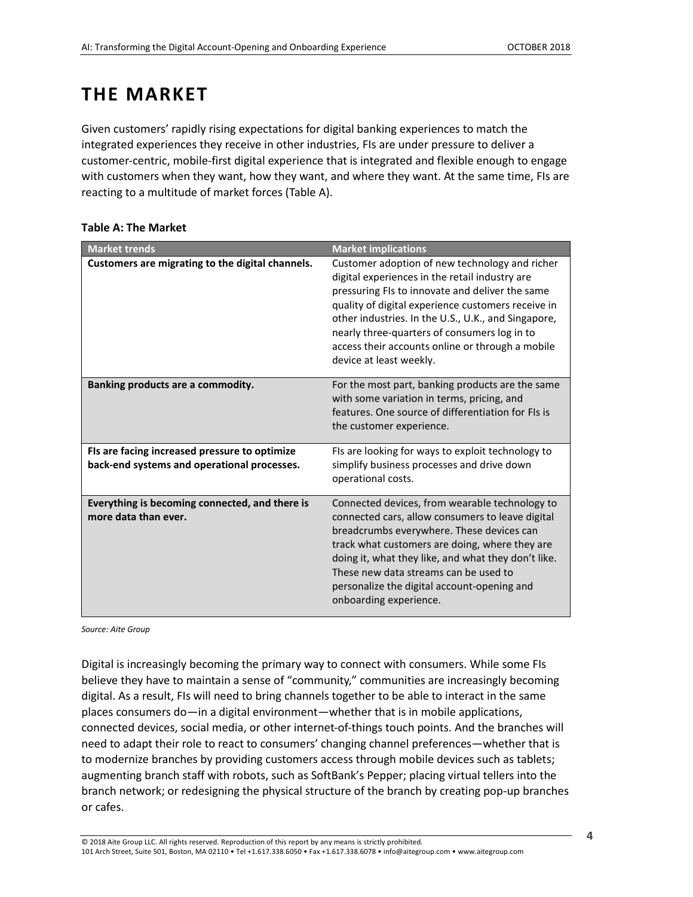# THE MARKET

Given customers' rapidly rising expectations for digital banking experiences to match the integrated experiences they receive in other industries, FIs are under pressure to deliver a customer-centric, mobile-first digital experience that is integrated and flexible enough to engage with customers when they want, how they want, and where they want. At the same time, FIs are reacting to a multitude of market forces (Table A).

**Table A: The Market**

| Market trends | Market implications |
| --- | --- |
| **Customers are migrating to the digital channels.** | Customer adoption of new technology and richer digital experiences in the retail industry are pressuring FIs to innovate and deliver the same quality of digital experience customers receive in other industries. In the U.S., U.K., and Singapore, nearly three-quarters of consumers log in to access their accounts online or through a mobile device at least weekly. |
| **Banking products are a commodity.** | For the most part, banking products are the same with some variation in terms, pricing, and features. One source of differentiation for FIs is the customer experience. |
| **FIs are facing increased pressure to optimize back-end systems and operational processes.** | FIs are looking for ways to exploit technology to simplify business processes and drive down operational costs. |
| **Everything is becoming connected, and there is more data than ever.** | Connected devices, from wearable technology to connected cars, allow consumers to leave digital breadcrumbs everywhere. These devices can track what customers are doing, where they are doing it, what they like, and what they don't like. These new data streams can be used to personalize the digital account-opening and onboarding experience. |

*Source: Aite Group*

Digital is increasingly becoming the primary way to connect with consumers. While some FIs believe they have to maintain a sense of "community," communities are increasingly becoming digital. As a result, FIs will need to bring channels together to be able to interact in the same places consumers do—in a digital environment—whether that is in mobile applications, connected devices, social media, or other internet-of-things touch points. And the branches will need to adapt their role to react to consumers' changing channel preferences—whether that is to modernize branches by providing customers access through mobile devices such as tablets; augmenting branch staff with robots, such as SoftBank's Pepper; placing virtual tellers into the branch network; or redesigning the physical structure of the branch by creating pop-up branches or cafes.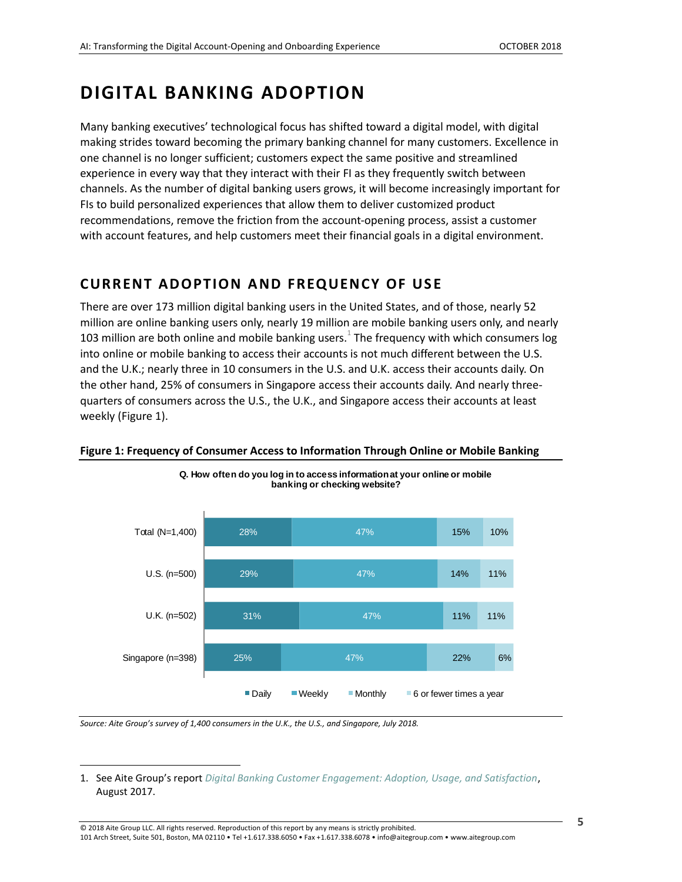# DIGITAL BANKING ADOPTION

Many banking executives' technological focus has shifted toward a digital model, with digital making strides toward becoming the primary banking channel for many customers. Excellence in one channel is no longer sufficient; customers expect the same positive and streamlined experience in every way that they interact with their FI as they frequently switch between channels. As the number of digital banking users grows, it will become increasingly important for FIs to build personalized experiences that allow them to deliver customized product recommendations, remove the friction from the account-opening process, assist a customer with account features, and help customers meet their financial goals in a digital environment.

## CURRENT ADOPTION AND FREQUENCY OF USE

There are over 173 million digital banking users in the United States, and of those, nearly 52 million are online banking users only, nearly 19 million are mobile banking users only, and nearly 103 million are both online and mobile banking users.[1] The frequency with which consumers log into online or mobile banking to access their accounts is not much different between the U.S. and the U.K.; nearly three in 10 consumers in the U.S. and U.K. access their accounts daily. On the other hand, 25% of consumers in Singapore access their accounts daily. And nearly three-quarters of consumers across the U.S., the U.K., and Singapore access their accounts at least weekly (Figure 1).

**Figure 1: Frequency of Consumer Access to Information Through Online or Mobile Banking**

**Q. How often do you log in to access information at your online or mobile banking or checking website?**

| | Daily | Weekly | Monthly | 6 or fewer times a year |
|---|---|---|---|---|
| Total (N=1,400) | 28% | 47% | 15% | 10% |
| U.S. (n=500) | 29% | 47% | 14% | 11% |
| U.K. (n=502) | 31% | 47% | 11% | 11% |
| Singapore (n=398) | 25% | 47% | 22% | 6% |

*Source: Aite Group's survey of 1,400 consumers in the U.K., the U.S., and Singapore, July 2018.*

1. See Aite Group's report *Digital Banking Customer Engagement: Adoption, Usage, and Satisfaction*, August 2017.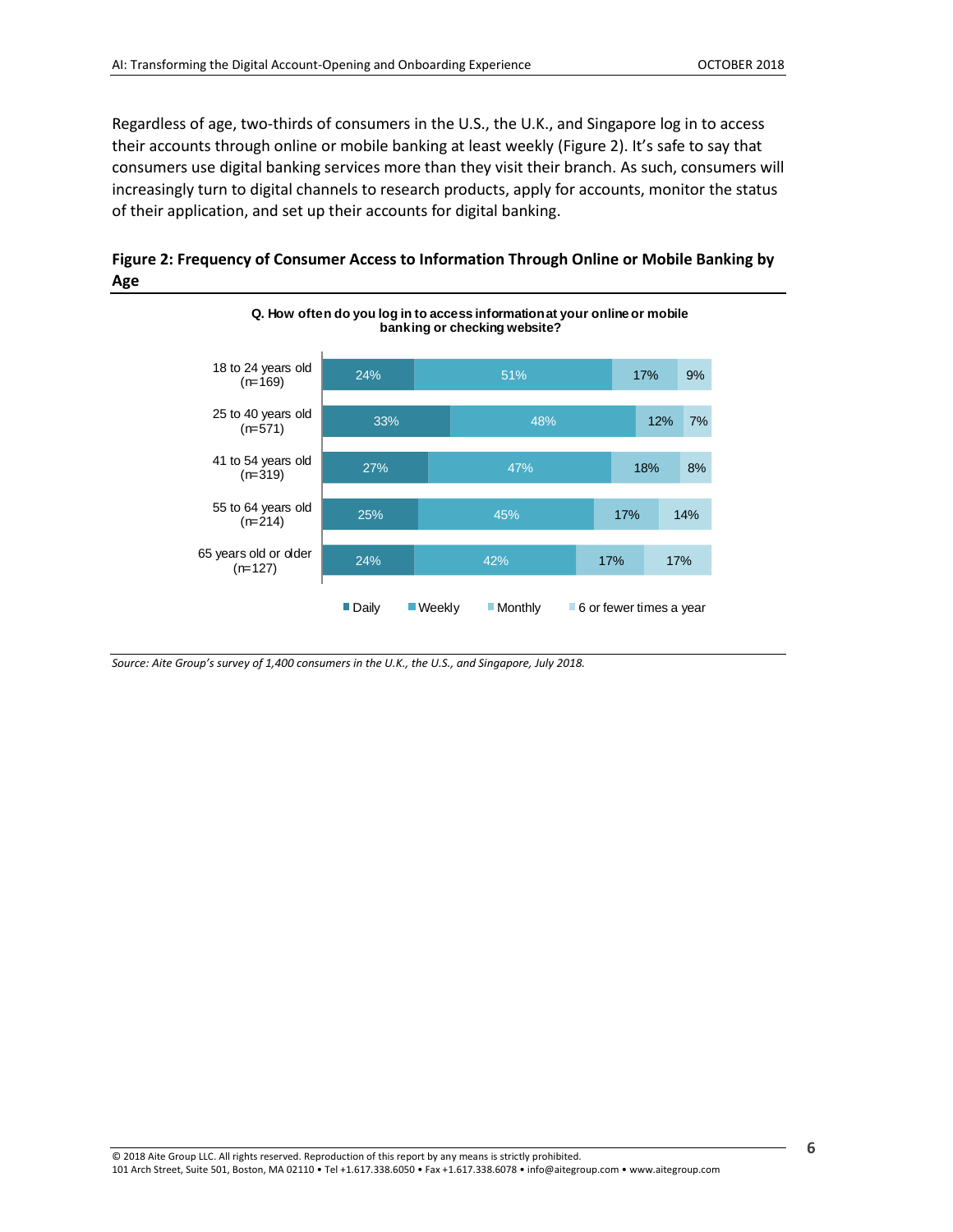Regardless of age, two-thirds of consumers in the U.S., the U.K., and Singapore log in to access their accounts through online or mobile banking at least weekly (Figure 2). It's safe to say that consumers use digital banking services more than they visit their branch. As such, consumers will increasingly turn to digital channels to research products, apply for accounts, monitor the status of their application, and set up their accounts for digital banking.

**Figure 2: Frequency of Consumer Access to Information Through Online or Mobile Banking by Age**

**Q. How often do you log in to access information at your online or mobile banking or checking website?**

| Age group | Daily | Weekly | Monthly | 6 or fewer times a year |
|---|---|---|---|---|
| 18 to 24 years old (n=169) | 24% | 51% | 17% | 9% |
| 25 to 40 years old (n=571) | 33% | 48% | 12% | 7% |
| 41 to 54 years old (n=319) | 27% | 47% | 18% | 8% |
| 55 to 64 years old (n=214) | 25% | 45% | 17% | 14% |
| 65 years old or older (n=127) | 24% | 42% | 17% | 17% |

*Source: Aite Group's survey of 1,400 consumers in the U.K., the U.S., and Singapore, July 2018.*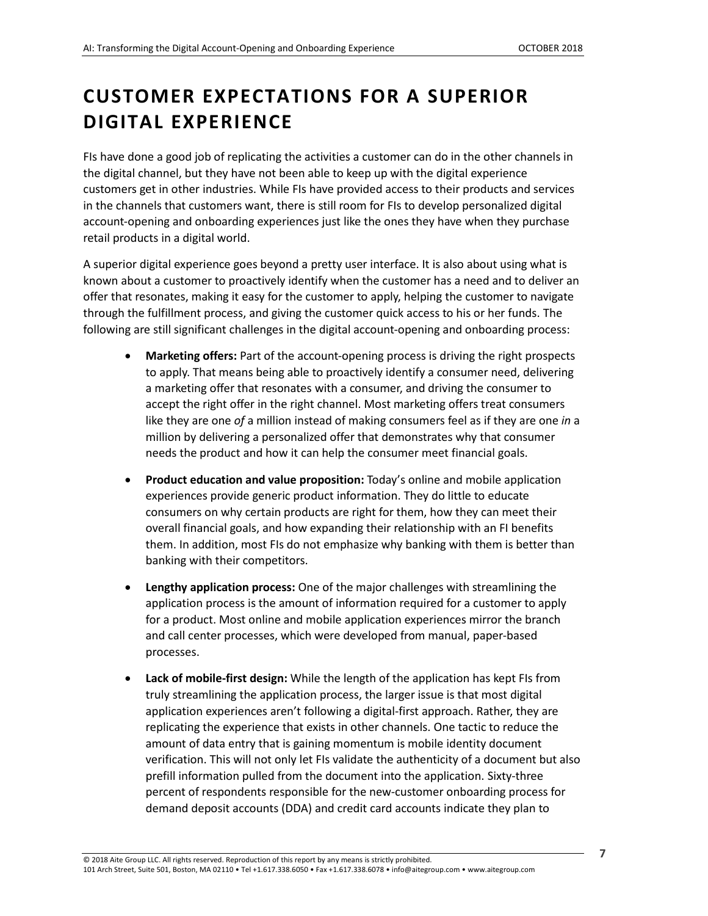# CUSTOMER EXPECTATIONS FOR A SUPERIOR DIGITAL EXPERIENCE

FIs have done a good job of replicating the activities a customer can do in the other channels in the digital channel, but they have not been able to keep up with the digital experience customers get in other industries. While FIs have provided access to their products and services in the channels that customers want, there is still room for FIs to develop personalized digital account-opening and onboarding experiences just like the ones they have when they purchase retail products in a digital world.

A superior digital experience goes beyond a pretty user interface. It is also about using what is known about a customer to proactively identify when the customer has a need and to deliver an offer that resonates, making it easy for the customer to apply, helping the customer to navigate through the fulfillment process, and giving the customer quick access to his or her funds. The following are still significant challenges in the digital account-opening and onboarding process:

- **Marketing offers:** Part of the account-opening process is driving the right prospects to apply. That means being able to proactively identify a consumer need, delivering a marketing offer that resonates with a consumer, and driving the consumer to accept the right offer in the right channel. Most marketing offers treat consumers like they are one *of* a million instead of making consumers feel as if they are one *in* a million by delivering a personalized offer that demonstrates why that consumer needs the product and how it can help the consumer meet financial goals.
- **Product education and value proposition:** Today's online and mobile application experiences provide generic product information. They do little to educate consumers on why certain products are right for them, how they can meet their overall financial goals, and how expanding their relationship with an FI benefits them. In addition, most FIs do not emphasize why banking with them is better than banking with their competitors.
- **Lengthy application process:** One of the major challenges with streamlining the application process is the amount of information required for a customer to apply for a product. Most online and mobile application experiences mirror the branch and call center processes, which were developed from manual, paper-based processes.
- **Lack of mobile-first design:** While the length of the application has kept FIs from truly streamlining the application process, the larger issue is that most digital application experiences aren't following a digital-first approach. Rather, they are replicating the experience that exists in other channels. One tactic to reduce the amount of data entry that is gaining momentum is mobile identity document verification. This will not only let FIs validate the authenticity of a document but also prefill information pulled from the document into the application. Sixty-three percent of respondents responsible for the new-customer onboarding process for demand deposit accounts (DDA) and credit card accounts indicate they plan to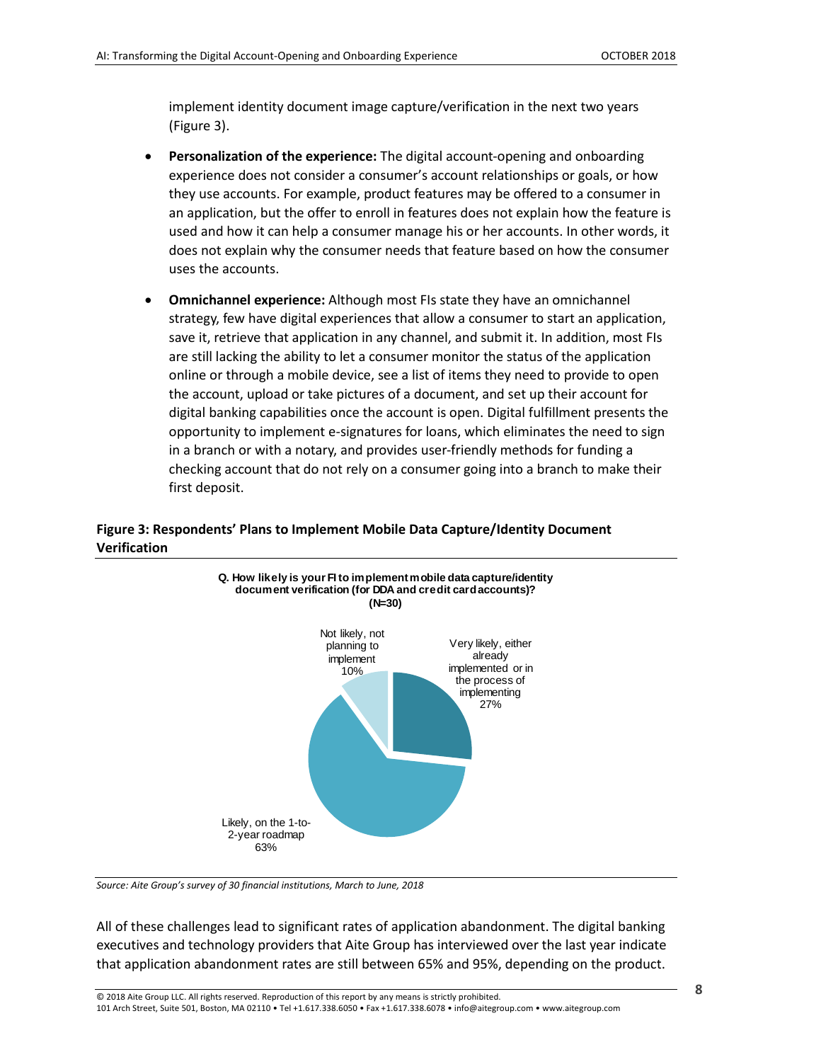implement identity document image capture/verification in the next two years (Figure 3).

- **Personalization of the experience:** The digital account-opening and onboarding experience does not consider a consumer's account relationships or goals, or how they use accounts. For example, product features may be offered to a consumer in an application, but the offer to enroll in features does not explain how the feature is used and how it can help a consumer manage his or her accounts. In other words, it does not explain why the consumer needs that feature based on how the consumer uses the accounts.
- **Omnichannel experience:** Although most FIs state they have an omnichannel strategy, few have digital experiences that allow a consumer to start an application, save it, retrieve that application in any channel, and submit it. In addition, most FIs are still lacking the ability to let a consumer monitor the status of the application online or through a mobile device, see a list of items they need to provide to open the account, upload or take pictures of a document, and set up their account for digital banking capabilities once the account is open. Digital fulfillment presents the opportunity to implement e-signatures for loans, which eliminates the need to sign in a branch or with a notary, and provides user-friendly methods for funding a checking account that do not rely on a consumer going into a branch to make their first deposit.

**Figure 3: Respondents' Plans to Implement Mobile Data Capture/Identity Document Verification**

**Q. How likely is your FI to implement mobile data capture/identity document verification (for DDA and credit card accounts)? (N=30)**

| Response | Share |
| --- | --- |
| Very likely, either already implemented or in the process of implementing | 27% |
| Likely, on the 1-to-2-year roadmap | 63% |
| Not likely, not planning to implement | 10% |

*Source: Aite Group's survey of 30 financial institutions, March to June, 2018*

All of these challenges lead to significant rates of application abandonment. The digital banking executives and technology providers that Aite Group has interviewed over the last year indicate that application abandonment rates are still between 65% and 95%, depending on the product.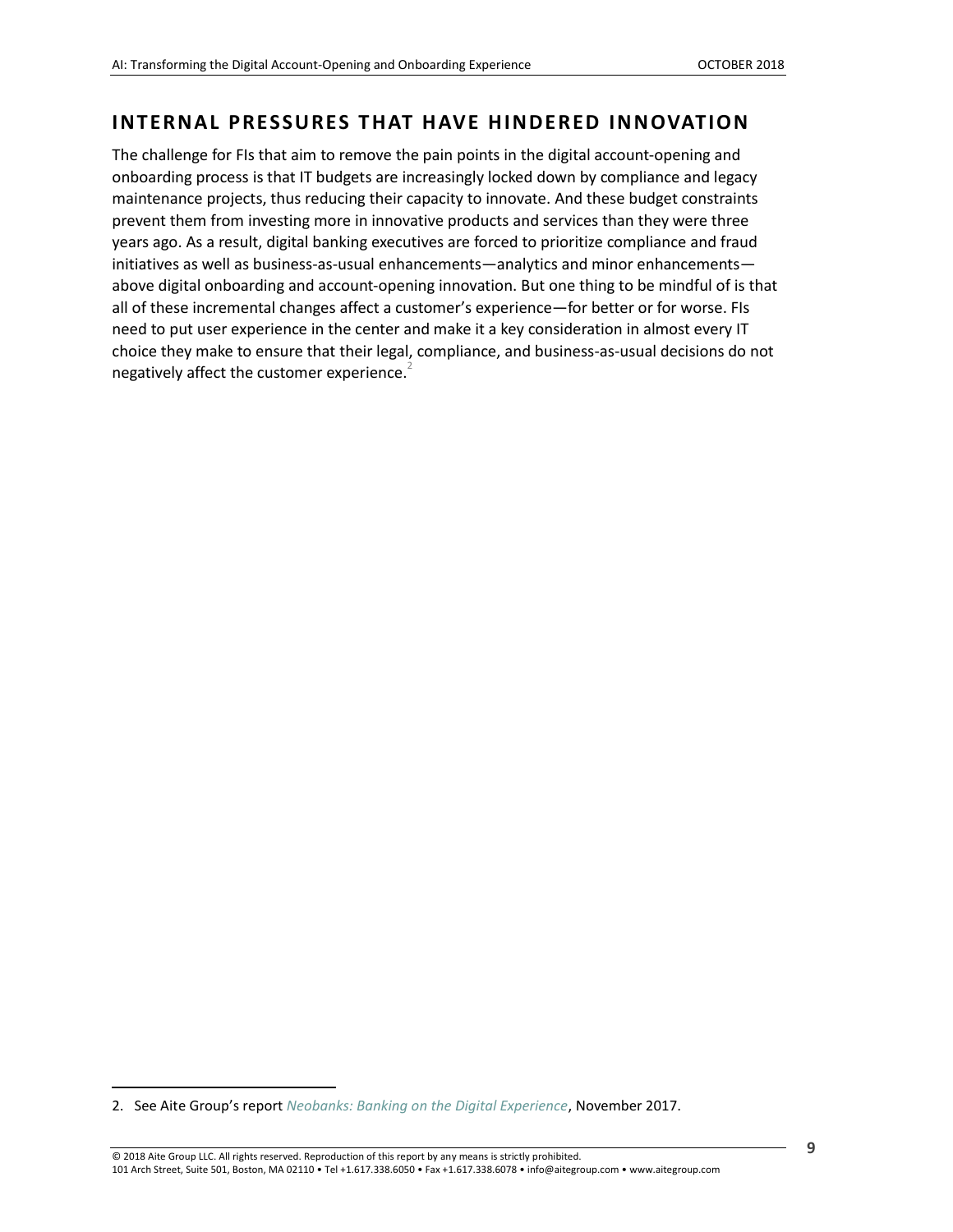## INTERNAL PRESSURES THAT HAVE HINDERED INNOVATION

The challenge for FIs that aim to remove the pain points in the digital account-opening and onboarding process is that IT budgets are increasingly locked down by compliance and legacy maintenance projects, thus reducing their capacity to innovate. And these budget constraints prevent them from investing more in innovative products and services than they were three years ago. As a result, digital banking executives are forced to prioritize compliance and fraud initiatives as well as business-as-usual enhancements—analytics and minor enhancements—above digital onboarding and account-opening innovation. But one thing to be mindful of is that all of these incremental changes affect a customer's experience—for better or for worse. FIs need to put user experience in the center and make it a key consideration in almost every IT choice they make to ensure that their legal, compliance, and business-as-usual decisions do not negatively affect the customer experience.[2]

2. See Aite Group's report *Neobanks: Banking on the Digital Experience*, November 2017.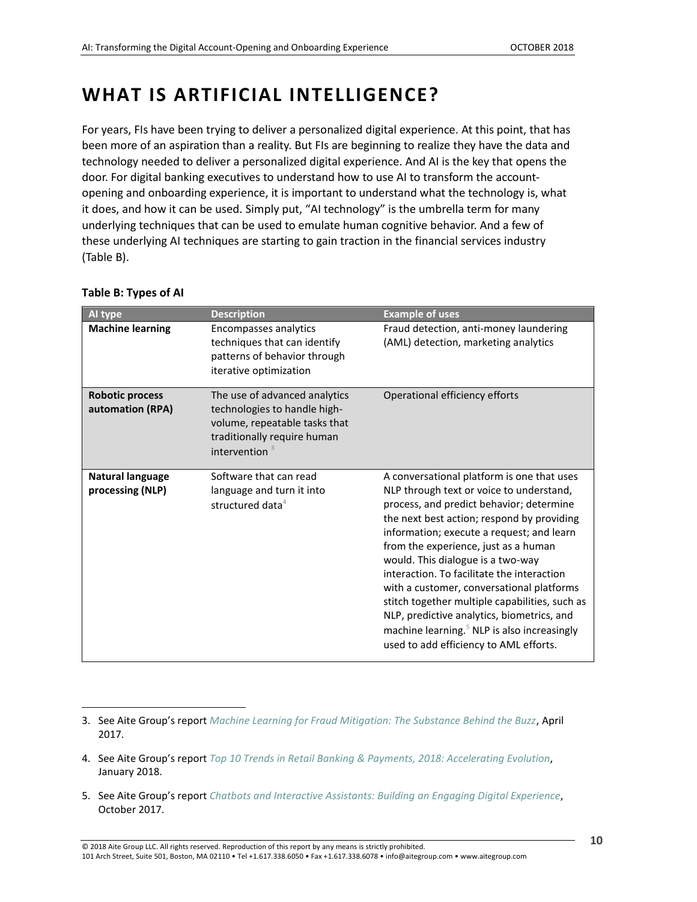# WHAT IS ARTIFICIAL INTELLIGENCE?

For years, FIs have been trying to deliver a personalized digital experience. At this point, that has been more of an aspiration than a reality. But FIs are beginning to realize they have the data and technology needed to deliver a personalized digital experience. And AI is the key that opens the door. For digital banking executives to understand how to use AI to transform the account-opening and onboarding experience, it is important to understand what the technology is, what it does, and how it can be used. Simply put, "AI technology" is the umbrella term for many underlying techniques that can be used to emulate human cognitive behavior. And a few of these underlying AI techniques are starting to gain traction in the financial services industry (Table B).

**Table B: Types of AI**

| AI type | Description | Example of uses |
|---|---|---|
| **Machine learning** | Encompasses analytics techniques that can identify patterns of behavior through iterative optimization | Fraud detection, anti-money laundering (AML) detection, marketing analytics |
| **Robotic process automation (RPA)** | The use of advanced analytics technologies to handle high-volume, repeatable tasks that traditionally require human intervention [3] | Operational efficiency efforts |
| **Natural language processing (NLP)** | Software that can read language and turn it into structured data[4] | A conversational platform is one that uses NLP through text or voice to understand, process, and predict behavior; determine the next best action; respond by providing information; execute a request; and learn from the experience, just as a human would. This dialogue is a two-way interaction. To facilitate the interaction with a customer, conversational platforms stitch together multiple capabilities, such as NLP, predictive analytics, biometrics, and machine learning.[5] NLP is also increasingly used to add efficiency to AML efforts. |

3. See Aite Group's report *Machine Learning for Fraud Mitigation: The Substance Behind the Buzz*, April 2017.

4. See Aite Group's report *Top 10 Trends in Retail Banking & Payments, 2018: Accelerating Evolution*, January 2018.

5. See Aite Group's report *Chatbots and Interactive Assistants: Building an Engaging Digital Experience*, October 2017.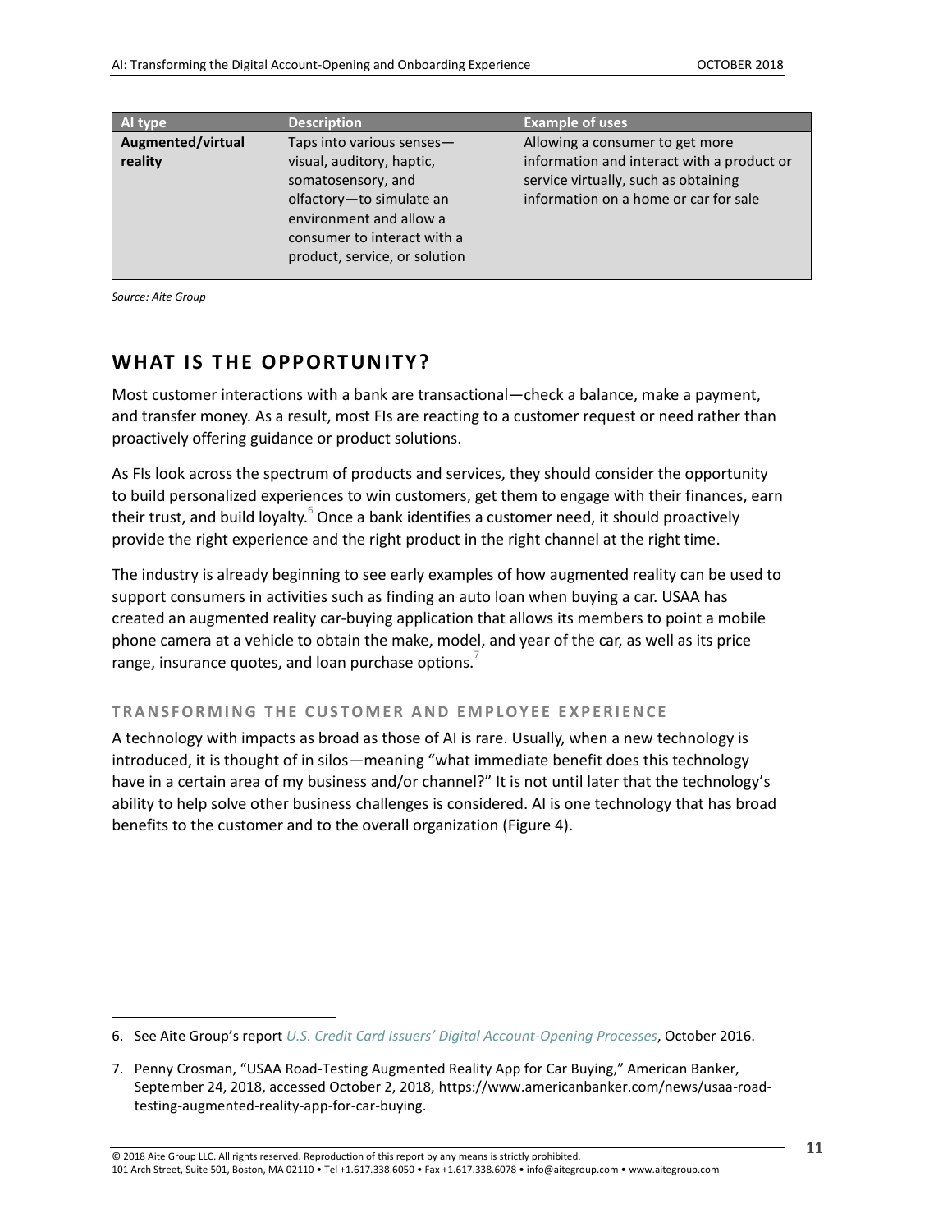| AI type | Description | Example of uses |
| --- | --- | --- |
| **Augmented/virtual reality** | Taps into various senses—visual, auditory, haptic, somatosensory, and olfactory—to simulate an environment and allow a consumer to interact with a product, service, or solution | Allowing a consumer to get more information and interact with a product or service virtually, such as obtaining information on a home or car for sale |

*Source: Aite Group*

## WHAT IS THE OPPORTUNITY?

Most customer interactions with a bank are transactional—check a balance, make a payment, and transfer money. As a result, most FIs are reacting to a customer request or need rather than proactively offering guidance or product solutions.

As FIs look across the spectrum of products and services, they should consider the opportunity to build personalized experiences to win customers, get them to engage with their finances, earn their trust, and build loyalty.[6] Once a bank identifies a customer need, it should proactively provide the right experience and the right product in the right channel at the right time.

The industry is already beginning to see early examples of how augmented reality can be used to support consumers in activities such as finding an auto loan when buying a car. USAA has created an augmented reality car-buying application that allows its members to point a mobile phone camera at a vehicle to obtain the make, model, and year of the car, as well as its price range, insurance quotes, and loan purchase options.[7]

### TRANSFORMING THE CUSTOMER AND EMPLOYEE EXPERIENCE

A technology with impacts as broad as those of AI is rare. Usually, when a new technology is introduced, it is thought of in silos—meaning "what immediate benefit does this technology have in a certain area of my business and/or channel?" It is not until later that the technology's ability to help solve other business challenges is considered. AI is one technology that has broad benefits to the customer and to the overall organization (Figure 4).

---

6. See Aite Group's report *U.S. Credit Card Issuers' Digital Account-Opening Processes*, October 2016.

7. Penny Crosman, "USAA Road-Testing Augmented Reality App for Car Buying," American Banker, September 24, 2018, accessed October 2, 2018, https://www.americanbanker.com/news/usaa-road-testing-augmented-reality-app-for-car-buying.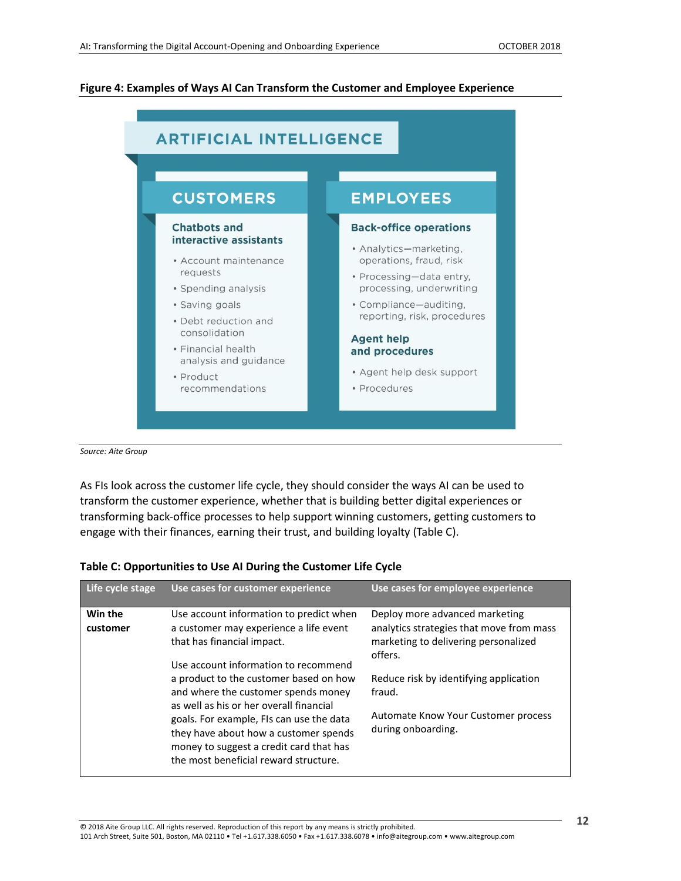**Figure 4: Examples of Ways AI Can Transform the Customer and Employee Experience**

ARTIFICIAL INTELLIGENCE

CUSTOMERS

**Chatbots and interactive assistants**

- Account maintenance requests
- Spending analysis
- Saving goals
- Debt reduction and consolidation
- Financial health analysis and guidance
- Product recommendations

EMPLOYEES

**Back-office operations**

- Analytics—marketing, operations, fraud, risk
- Processing—data entry, processing, underwriting
- Compliance—auditing, reporting, risk, procedures

**Agent help and procedures**

- Agent help desk support
- Procedures

*Source: Aite Group*

As FIs look across the customer life cycle, they should consider the ways AI can be used to transform the customer experience, whether that is building better digital experiences or transforming back-office processes to help support winning customers, getting customers to engage with their finances, earning their trust, and building loyalty (Table C).

**Table C: Opportunities to Use AI During the Customer Life Cycle**

| Life cycle stage | Use cases for customer experience | Use cases for employee experience |
|---|---|---|
| **Win the customer** | Use account information to predict when a customer may experience a life event that has financial impact.<br><br>Use account information to recommend a product to the customer based on how and where the customer spends money as well as his or her overall financial goals. For example, FIs can use the data they have about how a customer spends money to suggest a credit card that has the most beneficial reward structure. | Deploy more advanced marketing analytics strategies that move from mass marketing to delivering personalized offers.<br><br>Reduce risk by identifying application fraud.<br><br>Automate Know Your Customer process during onboarding. |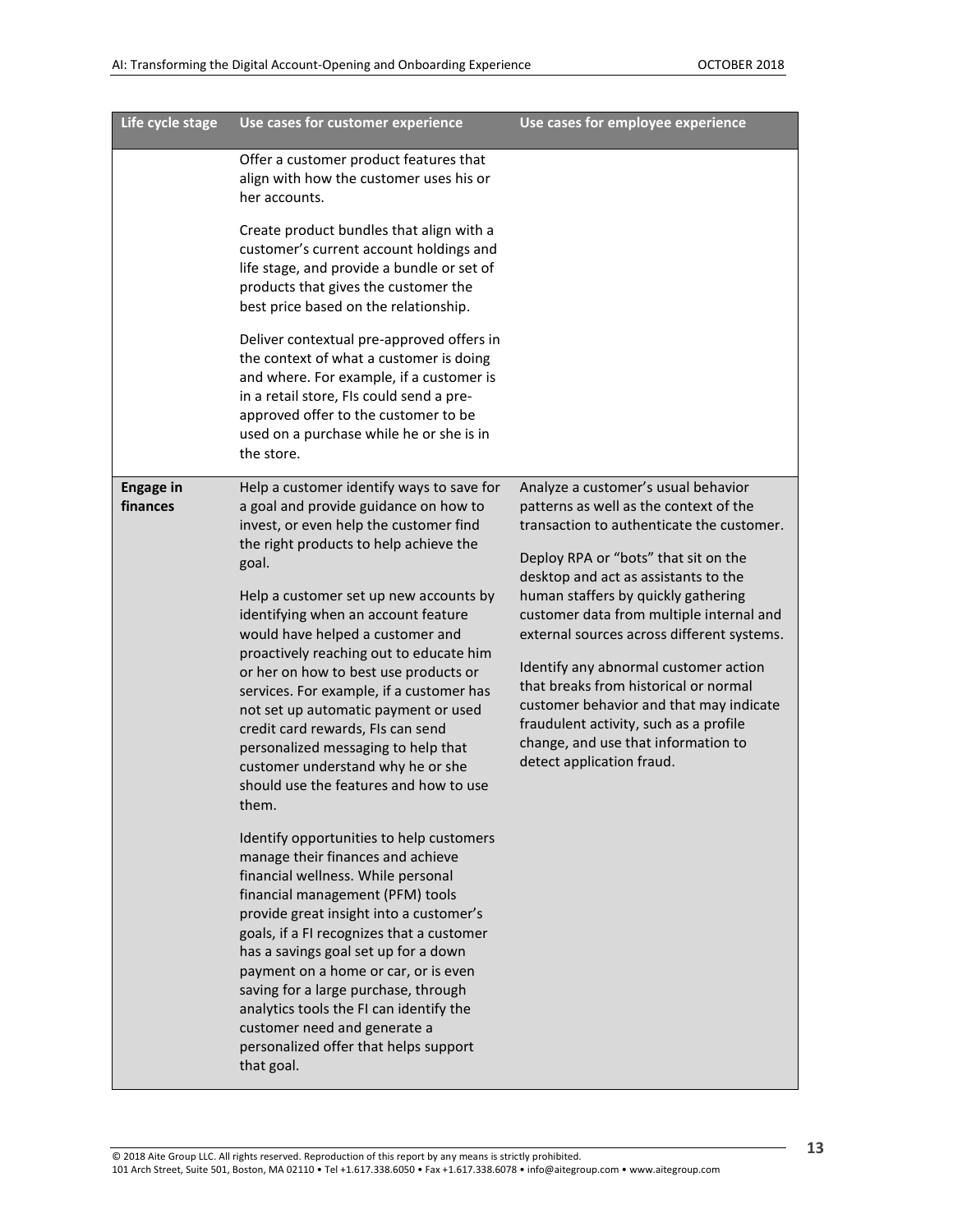| Life cycle stage | Use cases for customer experience | Use cases for employee experience |
|---|---|---|
| | Offer a customer product features that align with how the customer uses his or her accounts.<br><br>Create product bundles that align with a customer's current account holdings and life stage, and provide a bundle or set of products that gives the customer the best price based on the relationship.<br><br>Deliver contextual pre-approved offers in the context of what a customer is doing and where. For example, if a customer is in a retail store, FIs could send a pre-approved offer to the customer to be used on a purchase while he or she is in the store. | |
| **Engage in finances** | Help a customer identify ways to save for a goal and provide guidance on how to invest, or even help the customer find the right products to help achieve the goal.<br><br>Help a customer set up new accounts by identifying when an account feature would have helped a customer and proactively reaching out to educate him or her on how to best use products or services. For example, if a customer has not set up automatic payment or used credit card rewards, FIs can send personalized messaging to help that customer understand why he or she should use the features and how to use them.<br><br>Identify opportunities to help customers manage their finances and achieve financial wellness. While personal financial management (PFM) tools provide great insight into a customer's goals, if a FI recognizes that a customer has a savings goal set up for a down payment on a home or car, or is even saving for a large purchase, through analytics tools the FI can identify the customer need and generate a personalized offer that helps support that goal. | Analyze a customer's usual behavior patterns as well as the context of the transaction to authenticate the customer.<br><br>Deploy RPA or "bots" that sit on the desktop and act as assistants to the human staffers by quickly gathering customer data from multiple internal and external sources across different systems.<br><br>Identify any abnormal customer action that breaks from historical or normal customer behavior and that may indicate fraudulent activity, such as a profile change, and use that information to detect application fraud. |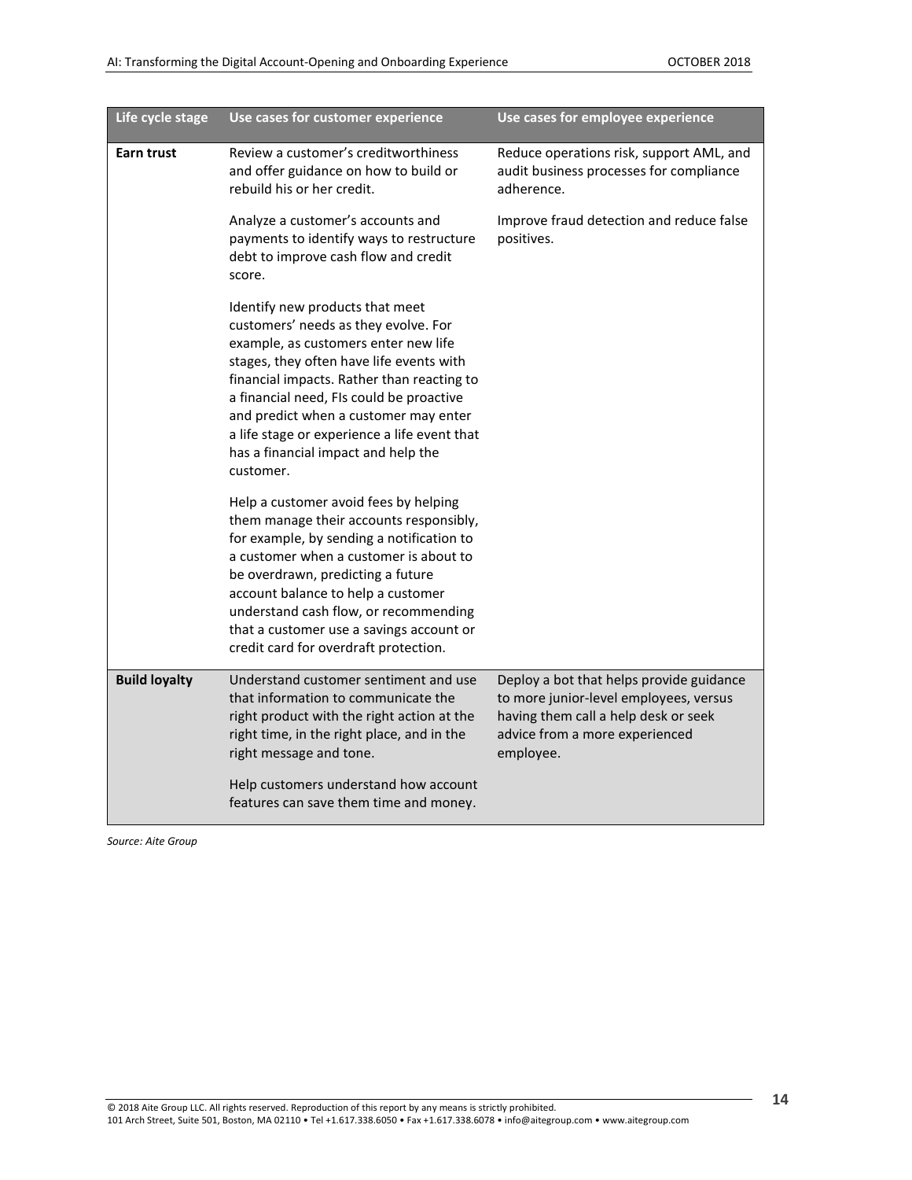| Life cycle stage | Use cases for customer experience | Use cases for employee experience |
|---|---|---|
| **Earn trust** | Review a customer's creditworthiness and offer guidance on how to build or rebuild his or her credit. | Reduce operations risk, support AML, and audit business processes for compliance adherence. |
| | Analyze a customer's accounts and payments to identify ways to restructure debt to improve cash flow and credit score. | Improve fraud detection and reduce false positives. |
| | Identify new products that meet customers' needs as they evolve. For example, as customers enter new life stages, they often have life events with financial impacts. Rather than reacting to a financial need, FIs could be proactive and predict when a customer may enter a life stage or experience a life event that has a financial impact and help the customer. | |
| | Help a customer avoid fees by helping them manage their accounts responsibly, for example, by sending a notification to a customer when a customer is about to be overdrawn, predicting a future account balance to help a customer understand cash flow, or recommending that a customer use a savings account or credit card for overdraft protection. | |
| **Build loyalty** | Understand customer sentiment and use that information to communicate the right product with the right action at the right time, in the right place, and in the right message and tone. | Deploy a bot that helps provide guidance to more junior-level employees, versus having them call a help desk or seek advice from a more experienced employee. |
| | Help customers understand how account features can save them time and money. | |

*Source: Aite Group*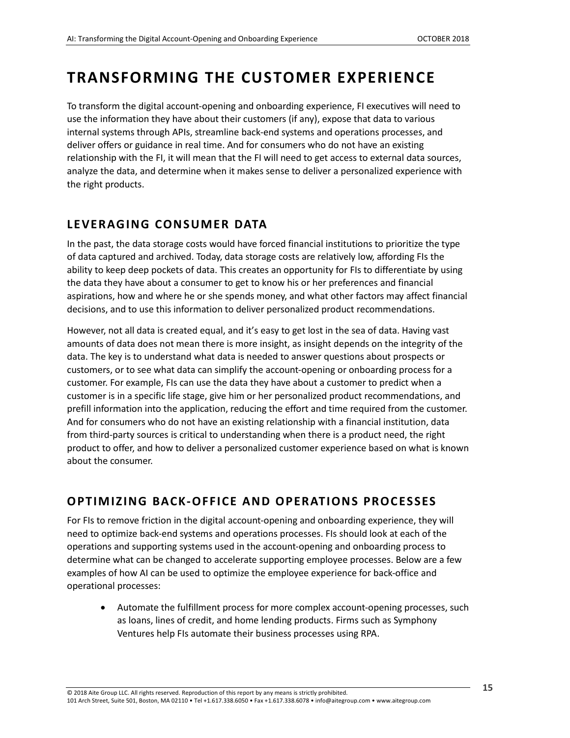# TRANSFORMING THE CUSTOMER EXPERIENCE

To transform the digital account-opening and onboarding experience, FI executives will need to use the information they have about their customers (if any), expose that data to various internal systems through APIs, streamline back-end systems and operations processes, and deliver offers or guidance in real time. And for consumers who do not have an existing relationship with the FI, it will mean that the FI will need to get access to external data sources, analyze the data, and determine when it makes sense to deliver a personalized experience with the right products.

## LEVERAGING CONSUMER DATA

In the past, the data storage costs would have forced financial institutions to prioritize the type of data captured and archived. Today, data storage costs are relatively low, affording FIs the ability to keep deep pockets of data. This creates an opportunity for FIs to differentiate by using the data they have about a consumer to get to know his or her preferences and financial aspirations, how and where he or she spends money, and what other factors may affect financial decisions, and to use this information to deliver personalized product recommendations.

However, not all data is created equal, and it's easy to get lost in the sea of data. Having vast amounts of data does not mean there is more insight, as insight depends on the integrity of the data. The key is to understand what data is needed to answer questions about prospects or customers, or to see what data can simplify the account-opening or onboarding process for a customer. For example, FIs can use the data they have about a customer to predict when a customer is in a specific life stage, give him or her personalized product recommendations, and prefill information into the application, reducing the effort and time required from the customer. And for consumers who do not have an existing relationship with a financial institution, data from third-party sources is critical to understanding when there is a product need, the right product to offer, and how to deliver a personalized customer experience based on what is known about the consumer.

## OPTIMIZING BACK-OFFICE AND OPERATIONS PROCESSES

For FIs to remove friction in the digital account-opening and onboarding experience, they will need to optimize back-end systems and operations processes. FIs should look at each of the operations and supporting systems used in the account-opening and onboarding process to determine what can be changed to accelerate supporting employee processes. Below are a few examples of how AI can be used to optimize the employee experience for back-office and operational processes:

- Automate the fulfillment process for more complex account-opening processes, such as loans, lines of credit, and home lending products. Firms such as Symphony Ventures help FIs automate their business processes using RPA.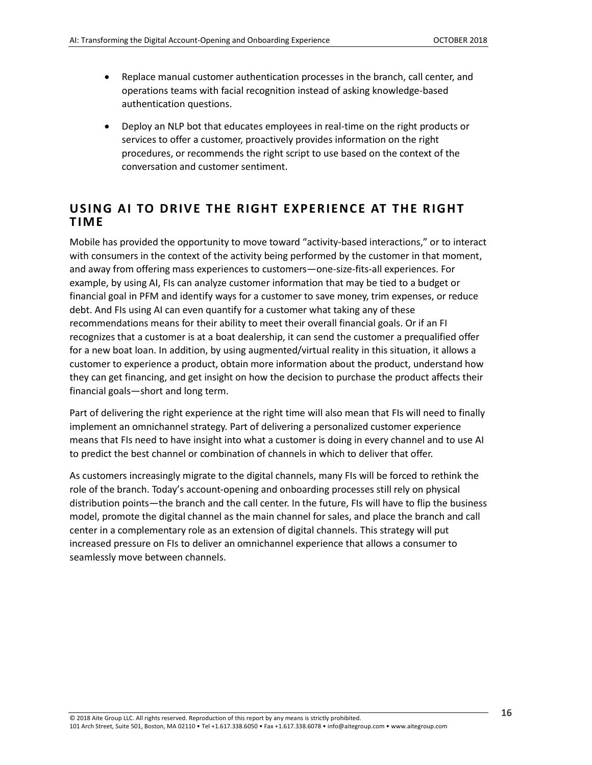- Replace manual customer authentication processes in the branch, call center, and operations teams with facial recognition instead of asking knowledge-based authentication questions.
- Deploy an NLP bot that educates employees in real-time on the right products or services to offer a customer, proactively provides information on the right procedures, or recommends the right script to use based on the context of the conversation and customer sentiment.

## USING AI TO DRIVE THE RIGHT EXPERIENCE AT THE RIGHT TIME

Mobile has provided the opportunity to move toward "activity-based interactions," or to interact with consumers in the context of the activity being performed by the customer in that moment, and away from offering mass experiences to customers—one-size-fits-all experiences. For example, by using AI, FIs can analyze customer information that may be tied to a budget or financial goal in PFM and identify ways for a customer to save money, trim expenses, or reduce debt. And FIs using AI can even quantify for a customer what taking any of these recommendations means for their ability to meet their overall financial goals. Or if an FI recognizes that a customer is at a boat dealership, it can send the customer a prequalified offer for a new boat loan. In addition, by using augmented/virtual reality in this situation, it allows a customer to experience a product, obtain more information about the product, understand how they can get financing, and get insight on how the decision to purchase the product affects their financial goals—short and long term.

Part of delivering the right experience at the right time will also mean that FIs will need to finally implement an omnichannel strategy. Part of delivering a personalized customer experience means that FIs need to have insight into what a customer is doing in every channel and to use AI to predict the best channel or combination of channels in which to deliver that offer.

As customers increasingly migrate to the digital channels, many FIs will be forced to rethink the role of the branch. Today's account-opening and onboarding processes still rely on physical distribution points—the branch and the call center. In the future, FIs will have to flip the business model, promote the digital channel as the main channel for sales, and place the branch and call center in a complementary role as an extension of digital channels. This strategy will put increased pressure on FIs to deliver an omnichannel experience that allows a consumer to seamlessly move between channels.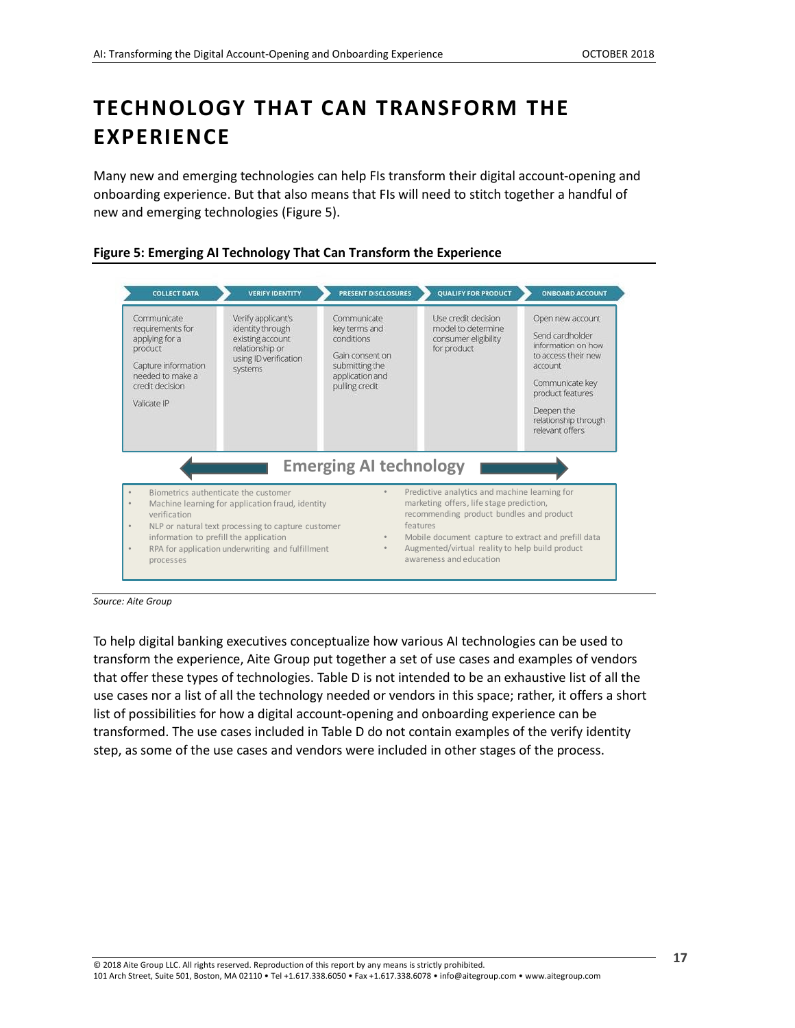# TECHNOLOGY THAT CAN TRANSFORM THE EXPERIENCE

Many new and emerging technologies can help FIs transform their digital account-opening and onboarding experience. But that also means that FIs will need to stitch together a handful of new and emerging technologies (Figure 5).

**Figure 5: Emerging AI Technology That Can Transform the Experience**

| COLLECT DATA | VERIFY IDENTITY | PRESENT DISCLOSURES | QUALIFY FOR PRODUCT | ONBOARD ACCOUNT |
|---|---|---|---|---|
| Communicate requirements for applying for a product<br><br>Capture information needed to make a credit decision<br><br>Validate IP | Verify applicant's identity through existing account relationship or using ID verification systems | Communicate key terms and conditions<br><br>Gain consent on submitting the application and pulling credit | Use credit decision model to determine consumer eligibility for product | Open new account<br><br>Send cardholder information on how to access their new account<br><br>Communicate key product features<br><br>Deepen the relationship through relevant offers |

**Emerging AI technology**

- Biometrics authenticate the customer
- Machine learning for application fraud, identity verification
- NLP or natural text processing to capture customer information to prefill the application
- RPA for application underwriting and fulfillment processes
- Predictive analytics and machine learning for marketing offers, life stage prediction, recommending product bundles and product features
- Mobile document capture to extract and prefill data
- Augmented/virtual reality to help build product awareness and education

*Source: Aite Group*

To help digital banking executives conceptualize how various AI technologies can be used to transform the experience, Aite Group put together a set of use cases and examples of vendors that offer these types of technologies. Table D is not intended to be an exhaustive list of all the use cases nor a list of all the technology needed or vendors in this space; rather, it offers a short list of possibilities for how a digital account-opening and onboarding experience can be transformed. The use cases included in Table D do not contain examples of the verify identity step, as some of the use cases and vendors were included in other stages of the process.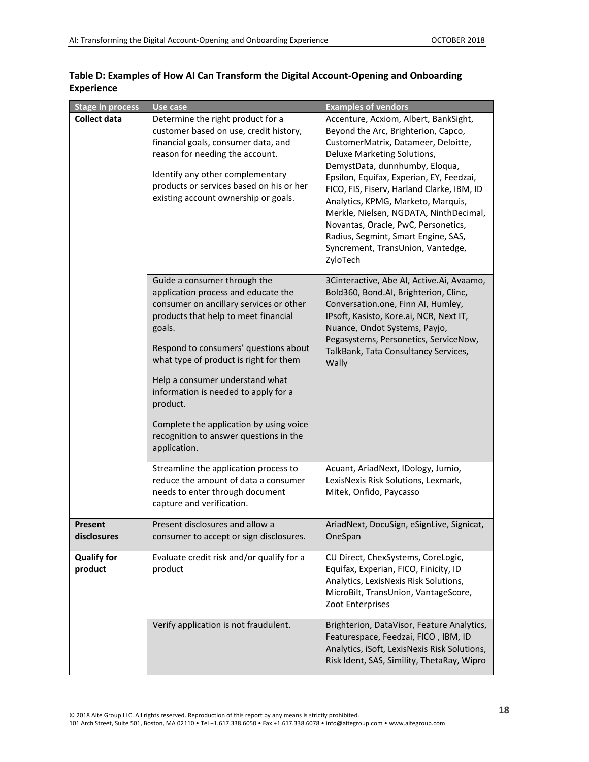**Table D: Examples of How AI Can Transform the Digital Account-Opening and Onboarding Experience**

| Stage in process | Use case | Examples of vendors |
|---|---|---|
| **Collect data** | Determine the right product for a customer based on use, credit history, financial goals, consumer data, and reason for needing the account.<br><br>Identify any other complementary products or services based on his or her existing account ownership or goals. | Accenture, Acxiom, Albert, BankSight, Beyond the Arc, Brighterion, Capco, CustomerMatrix, Datameer, Deloitte, Deluxe Marketing Solutions, DemystData, dunnhumby, Eloqua, Epsilon, Equifax, Experian, EY, Feedzai, FICO, FIS, Fiserv, Harland Clarke, IBM, ID Analytics, KPMG, Marketo, Marquis, Merkle, Nielsen, NGDATA, NinthDecimal, Novantas, Oracle, PwC, Personetics, Radius, Segmint, Smart Engine, SAS, Syncrement, TransUnion, Vantedge, ZyloTech |
| | Guide a consumer through the application process and educate the consumer on ancillary services or other products that help to meet financial goals.<br><br>Respond to consumers' questions about what type of product is right for them<br><br>Help a consumer understand what information is needed to apply for a product.<br><br>Complete the application by using voice recognition to answer questions in the application. | 3Cinteractive, Abe AI, Active.Ai, Avaamo, Bold360, Bond.AI, Brighterion, Clinc, Conversation.one, Finn AI, Humley, IPsoft, Kasisto, Kore.ai, NCR, Next IT, Nuance, Ondot Systems, Payjo, Pegasystems, Personetics, ServiceNow, TalkBank, Tata Consultancy Services, Wally |
| | Streamline the application process to reduce the amount of data a consumer needs to enter through document capture and verification. | Acuant, AriadNext, IDology, Jumio, LexisNexis Risk Solutions, Lexmark, Mitek, Onfido, Paycasso |
| **Present disclosures** | Present disclosures and allow a consumer to accept or sign disclosures. | AriadNext, DocuSign, eSignLive, Signicat, OneSpan |
| **Qualify for product** | Evaluate credit risk and/or qualify for a product | CU Direct, ChexSystems, CoreLogic, Equifax, Experian, FICO, Finicity, ID Analytics, LexisNexis Risk Solutions, MicroBilt, TransUnion, VantageScore, Zoot Enterprises |
| | Verify application is not fraudulent. | Brighterion, DataVisor, Feature Analytics, Featurespace, Feedzai, FICO , IBM, ID Analytics, iSoft, LexisNexis Risk Solutions, Risk Ident, SAS, Simility, ThetaRay, Wipro |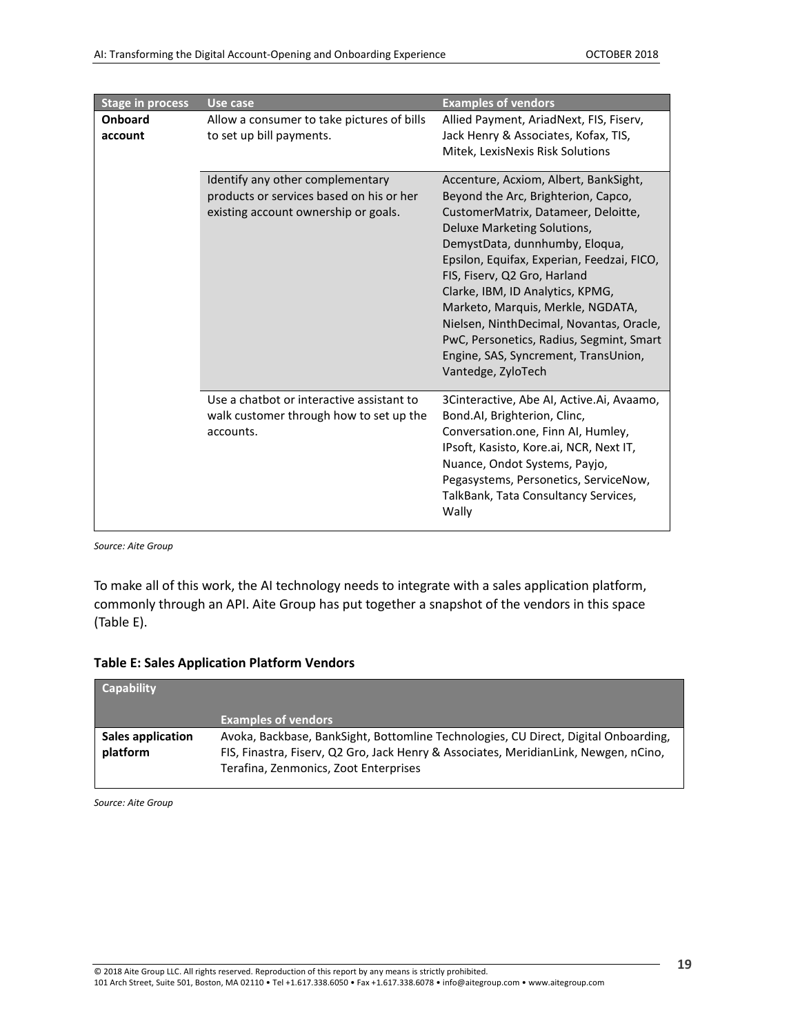| Stage in process | Use case | Examples of vendors |
|---|---|---|
| **Onboard account** | Allow a consumer to take pictures of bills to set up bill payments. | Allied Payment, AriadNext, FIS, Fiserv, Jack Henry & Associates, Kofax, TIS, Mitek, LexisNexis Risk Solutions |
| | Identify any other complementary products or services based on his or her existing account ownership or goals. | Accenture, Acxiom, Albert, BankSight, Beyond the Arc, Brighterion, Capco, CustomerMatrix, Datameer, Deloitte, Deluxe Marketing Solutions, DemystData, dunnhumby, Eloqua, Epsilon, Equifax, Experian, Feedzai, FICO, FIS, Fiserv, Q2 Gro, Harland Clarke, IBM, ID Analytics, KPMG, Marketo, Marquis, Merkle, NGDATA, Nielsen, NinthDecimal, Novantas, Oracle, PwC, Personetics, Radius, Segmint, Smart Engine, SAS, Syncrement, TransUnion, Vantedge, ZyloTech |
| | Use a chatbot or interactive assistant to walk customer through how to set up the accounts. | 3Cinteractive, Abe AI, Active.Ai, Avaamo, Bond.AI, Brighterion, Clinc, Conversation.one, Finn AI, Humley, IPsoft, Kasisto, Kore.ai, NCR, Next IT, Nuance, Ondot Systems, Payjo, Pegasystems, Personetics, ServiceNow, TalkBank, Tata Consultancy Services, Wally |

*Source: Aite Group*

To make all of this work, the AI technology needs to integrate with a sales application platform, commonly through an API. Aite Group has put together a snapshot of the vendors in this space (Table E).

**Table E: Sales Application Platform Vendors**

| Capability | Examples of vendors |
|---|---|
| **Sales application platform** | Avoka, Backbase, BankSight, Bottomline Technologies, CU Direct, Digital Onboarding, FIS, Finastra, Fiserv, Q2 Gro, Jack Henry & Associates, MeridianLink, Newgen, nCino, Terafina, Zenmonics, Zoot Enterprises |

*Source: Aite Group*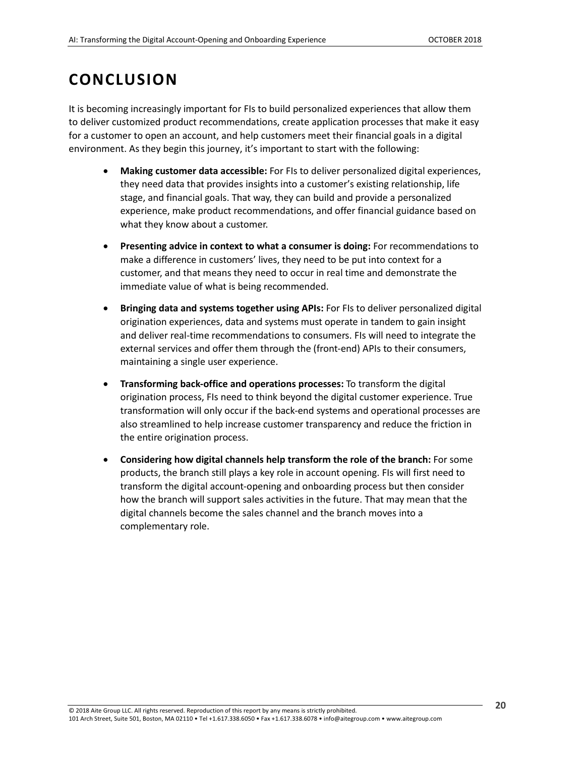# CONCLUSION

It is becoming increasingly important for FIs to build personalized experiences that allow them to deliver customized product recommendations, create application processes that make it easy for a customer to open an account, and help customers meet their financial goals in a digital environment. As they begin this journey, it's important to start with the following:

- **Making customer data accessible:** For FIs to deliver personalized digital experiences, they need data that provides insights into a customer's existing relationship, life stage, and financial goals. That way, they can build and provide a personalized experience, make product recommendations, and offer financial guidance based on what they know about a customer.
- **Presenting advice in context to what a consumer is doing:** For recommendations to make a difference in customers' lives, they need to be put into context for a customer, and that means they need to occur in real time and demonstrate the immediate value of what is being recommended.
- **Bringing data and systems together using APIs:** For FIs to deliver personalized digital origination experiences, data and systems must operate in tandem to gain insight and deliver real-time recommendations to consumers. FIs will need to integrate the external services and offer them through the (front-end) APIs to their consumers, maintaining a single user experience.
- **Transforming back-office and operations processes:** To transform the digital origination process, FIs need to think beyond the digital customer experience. True transformation will only occur if the back-end systems and operational processes are also streamlined to help increase customer transparency and reduce the friction in the entire origination process.
- **Considering how digital channels help transform the role of the branch:** For some products, the branch still plays a key role in account opening. FIs will first need to transform the digital account-opening and onboarding process but then consider how the branch will support sales activities in the future. That may mean that the digital channels become the sales channel and the branch moves into a complementary role.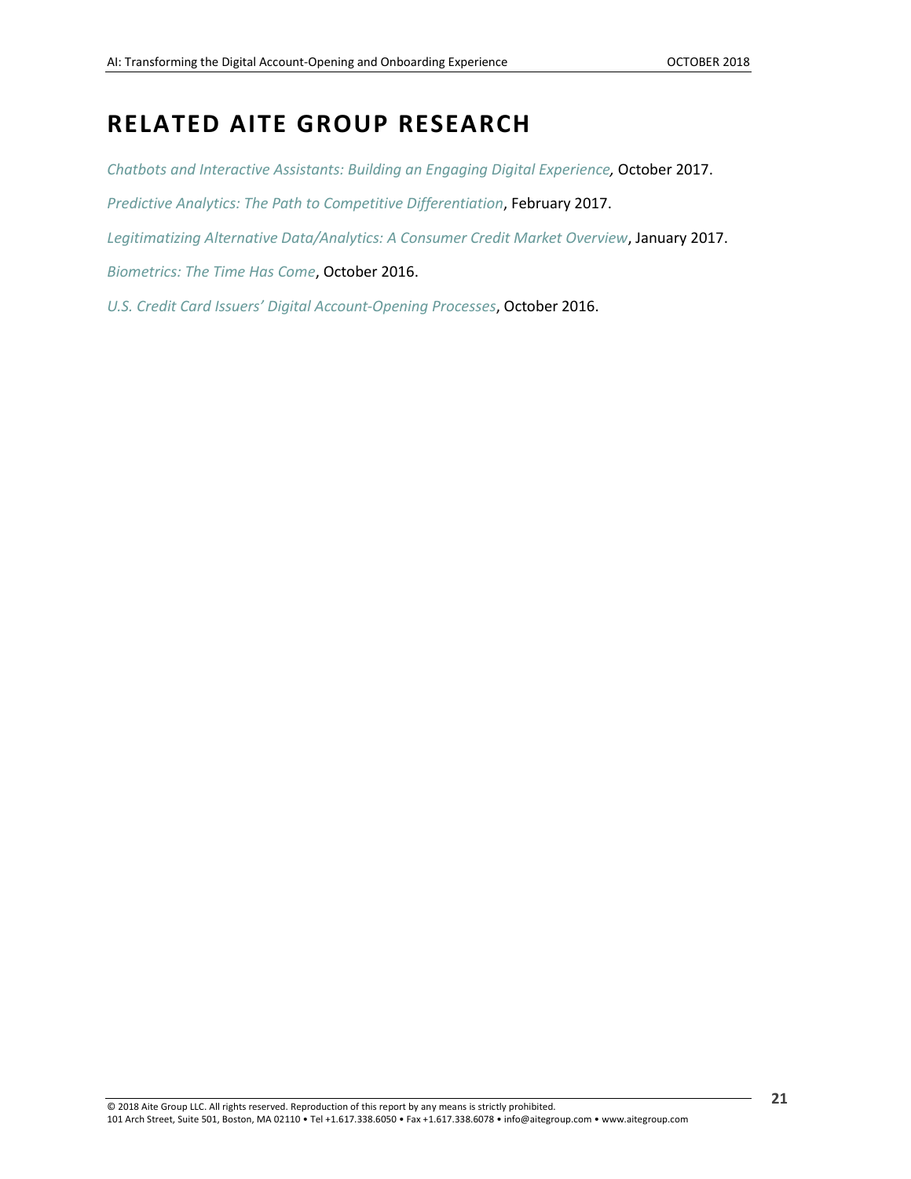# RELATED AITE GROUP RESEARCH

*Chatbots and Interactive Assistants: Building an Engaging Digital Experience,* October 2017.

*Predictive Analytics: The Path to Competitive Differentiation*, February 2017.

*Legitimatizing Alternative Data/Analytics: A Consumer Credit Market Overview*, January 2017.

*Biometrics: The Time Has Come*, October 2016.

*U.S. Credit Card Issuers' Digital Account-Opening Processes*, October 2016.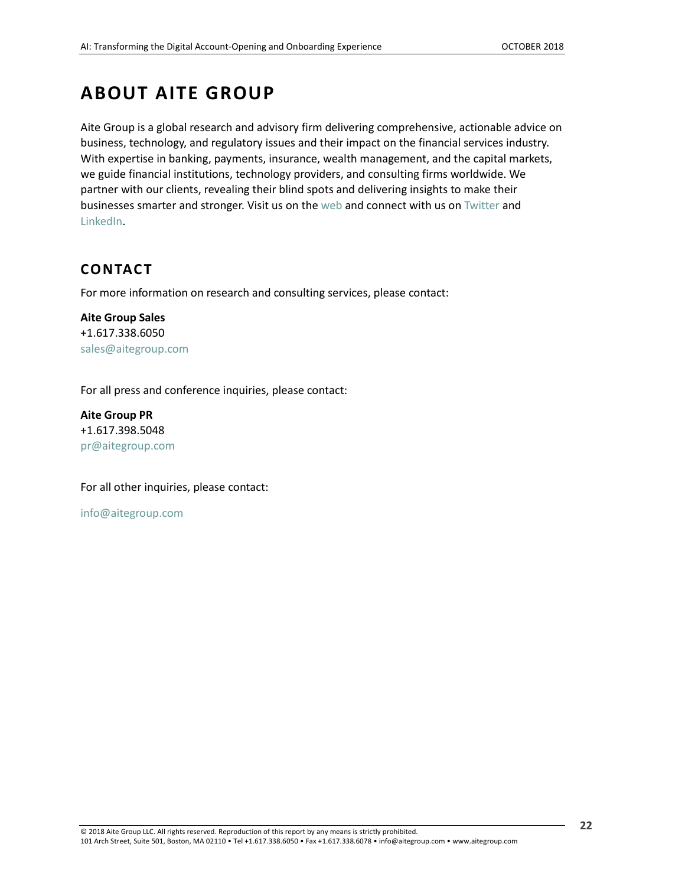# ABOUT AITE GROUP

Aite Group is a global research and advisory firm delivering comprehensive, actionable advice on business, technology, and regulatory issues and their impact on the financial services industry. With expertise in banking, payments, insurance, wealth management, and the capital markets, we guide financial institutions, technology providers, and consulting firms worldwide. We partner with our clients, revealing their blind spots and delivering insights to make their businesses smarter and stronger. Visit us on the web and connect with us on Twitter and LinkedIn.

## CONTACT

For more information on research and consulting services, please contact:

**Aite Group Sales**
+1.617.338.6050
sales@aitegroup.com

For all press and conference inquiries, please contact:

**Aite Group PR**
+1.617.398.5048
pr@aitegroup.com

For all other inquiries, please contact:

info@aitegroup.com